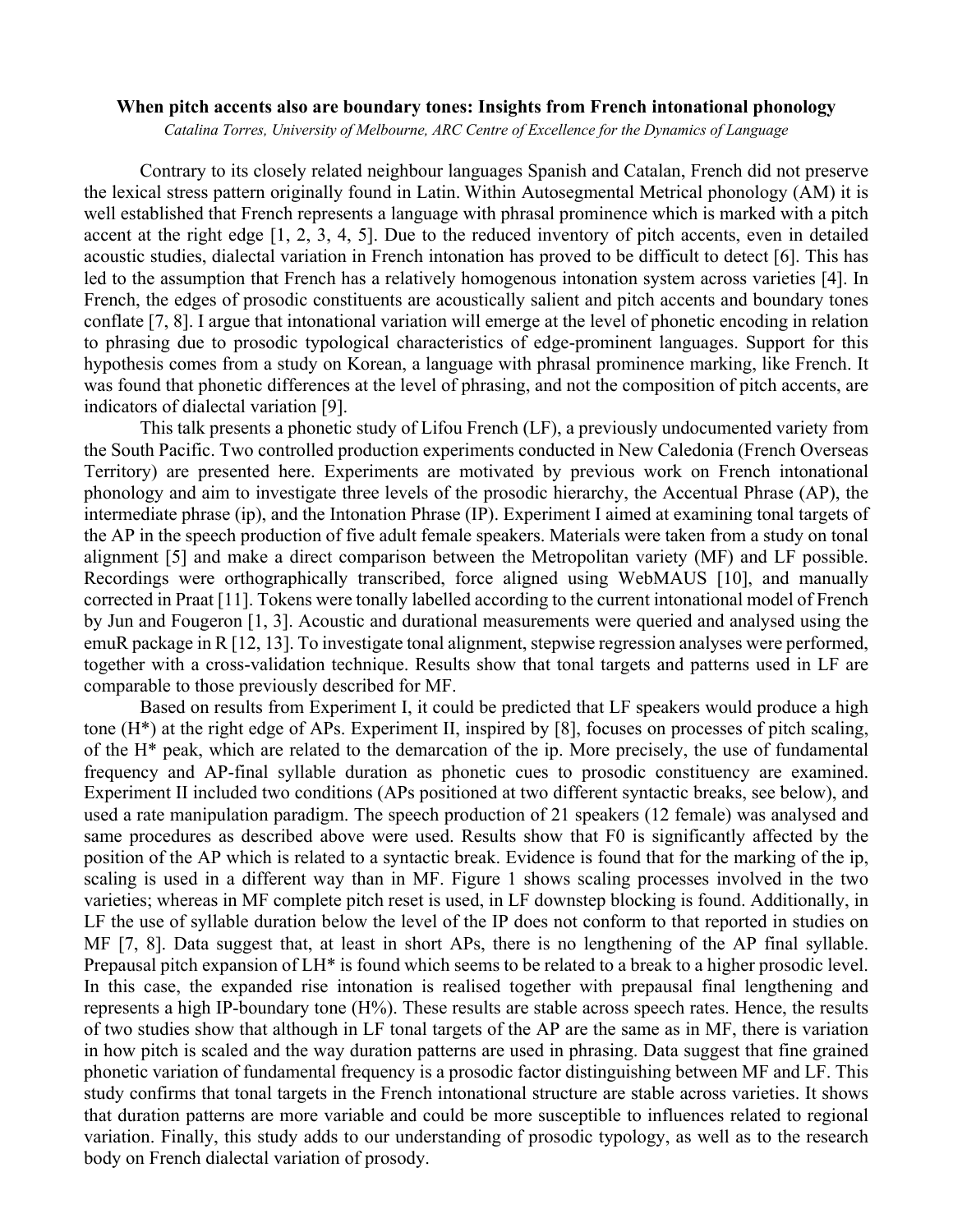**When pitch accents also are boundary tones: Insights from French intonational phonology**

*Catalina Torres, University of Melbourne, ARC Centre of Excellence for the Dynamics of Language*

Contrary to its closely related neighbour languages Spanish and Catalan, French did not preserve the lexical stress pattern originally found in Latin. Within Autosegmental Metrical phonology (AM) it is well established that French represents a language with phrasal prominence which is marked with a pitch accent at the right edge [1, 2, 3, 4, 5]. Due to the reduced inventory of pitch accents, even in detailed acoustic studies, dialectal variation in French intonation has proved to be difficult to detect [6]. This has led to the assumption that French has a relatively homogenous intonation system across varieties [4]. In French, the edges of prosodic constituents are acoustically salient and pitch accents and boundary tones conflate [7, 8]. I argue that intonational variation will emerge at the level of phonetic encoding in relation to phrasing due to prosodic typological characteristics of edge-prominent languages. Support for this hypothesis comes from a study on Korean, a language with phrasal prominence marking, like French. It was found that phonetic differences at the level of phrasing, and not the composition of pitch accents, are indicators of dialectal variation [9].

This talk presents a phonetic study of Lifou French (LF), a previously undocumented variety from the South Pacific. Two controlled production experiments conducted in New Caledonia (French Overseas Territory) are presented here. Experiments are motivated by previous work on French intonational phonology and aim to investigate three levels of the prosodic hierarchy, the Accentual Phrase (AP), the intermediate phrase (ip), and the Intonation Phrase (IP). Experiment I aimed at examining tonal targets of the AP in the speech production of five adult female speakers. Materials were taken from a study on tonal alignment [5] and make a direct comparison between the Metropolitan variety (MF) and LF possible. Recordings were orthographically transcribed, force aligned using WebMAUS [10], and manually corrected in Praat [11]. Tokens were tonally labelled according to the current intonational model of French by Jun and Fougeron [1, 3]. Acoustic and durational measurements were queried and analysed using the emuR package in R [12, 13]. To investigate tonal alignment, stepwise regression analyses were performed, together with a cross-validation technique. Results show that tonal targets and patterns used in LF are comparable to those previously described for MF.

Based on results from Experiment I, it could be predicted that LF speakers would produce a high tone (H*) at the right edge of APs. Experiment II, inspired by [8], focuses on processes of pitch scaling, of the H* peak, which are related to the demarcation of the ip. More precisely, the use of fundamental frequency and AP-final syllable duration as phonetic cues to prosodic constituency are examined. Experiment II included two conditions (APs positioned at two different syntactic breaks, see below), and used a rate manipulation paradigm. The speech production of 21 speakers (12 female) was analysed and same procedures as described above were used. Results show that F0 is significantly affected by the position of the AP which is related to a syntactic break. Evidence is found that for the marking of the ip, scaling is used in a different way than in MF. Figure 1 shows scaling processes involved in the two varieties; whereas in MF complete pitch reset is used, in LF downstep blocking is found. Additionally, in LF the use of syllable duration below the level of the IP does not conform to that reported in studies on MF [7, 8]. Data suggest that, at least in short APs, there is no lengthening of the AP final syllable. Prepausal pitch expansion of LH* is found which seems to be related to a break to a higher prosodic level. In this case, the expanded rise intonation is realised together with prepausal final lengthening and represents a high IP-boundary tone (H%). These results are stable across speech rates. Hence, the results of two studies show that although in LF tonal targets of the AP are the same as in MF, there is variation in how pitch is scaled and the way duration patterns are used in phrasing. Data suggest that fine grained phonetic variation of fundamental frequency is a prosodic factor distinguishing between MF and LF. This study confirms that tonal targets in the French intonational structure are stable across varieties. It shows that duration patterns are more variable and could be more susceptible to influences related to regional variation. Finally, this study adds to our understanding of prosodic typology, as well as to the research body on French dialectal variation of prosody.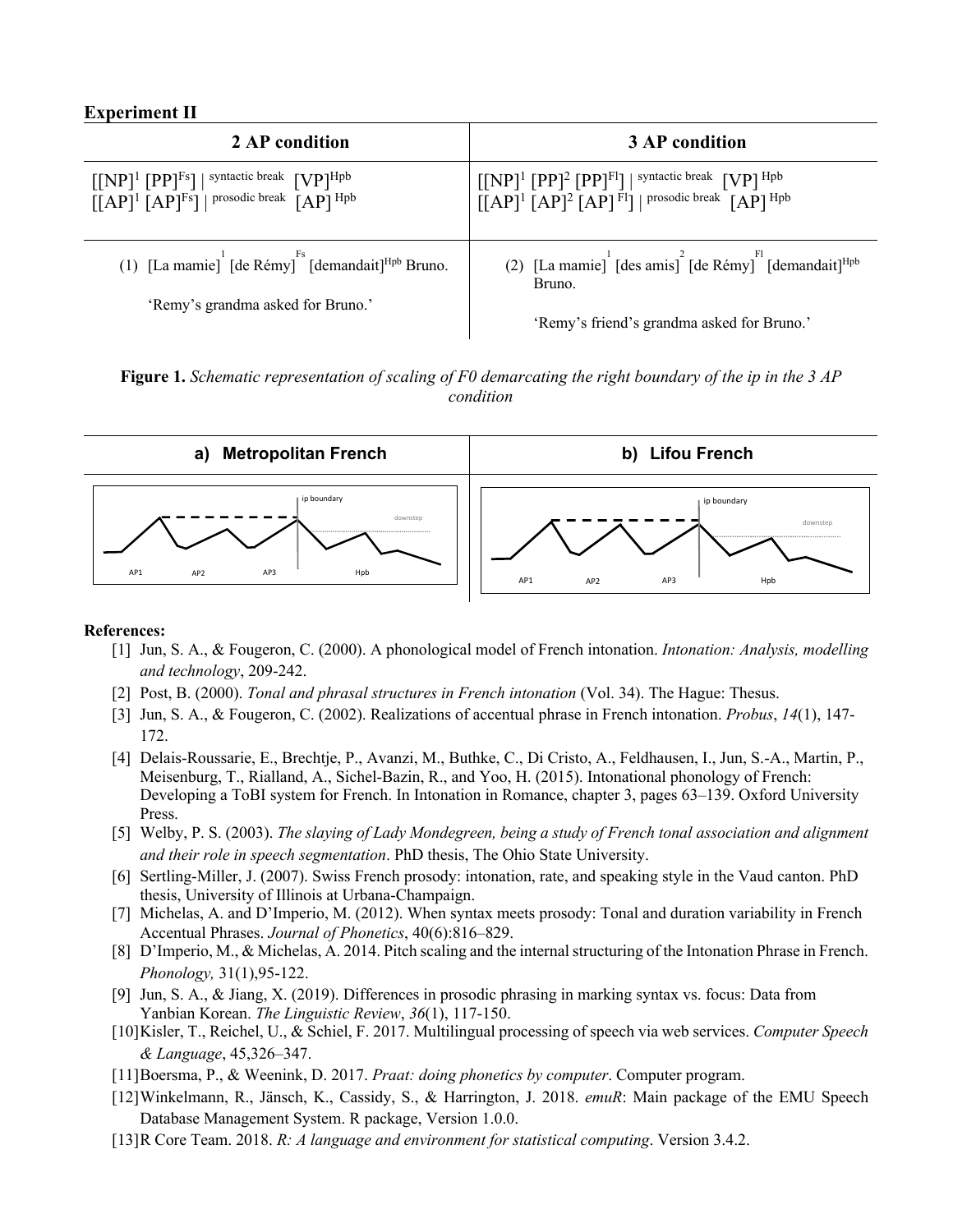**Experiment II**

| 2 AP condition | 3 AP condition |
| --- | --- |
| [[NP][1] [PP][Fs]] \| syntactic break [VP][Hpb] <br> [[AP][1] [AP][Fs]] \| prosodic break [AP][Hpb] | [[NP][1] [PP][2] [PP][Fl]] \| syntactic break [VP][Hpb] <br> [[AP][1] [AP][2] [AP][Fl]] \| prosodic break [AP][Hpb] |
| (1) [La mamie][1] [de Rémy][Fs] [demandait][Hpb] Bruno. <br><br> 'Remy's grandma asked for Bruno.' | (2) [La mamie][1] [des amis][2] [de Rémy][Fl] [demandait][Hpb] Bruno. <br><br> 'Remy's friend's grandma asked for Bruno.' |

**Figure 1.** *Schematic representation of scaling of F0 demarcating the right boundary of the ip in the 3 AP condition*

**a) Metropolitan French**

ip boundary

downstep

AP1 AP2 AP3 Hpb

**b) Lifou French**

ip boundary

downstep

AP1 AP2 AP3 Hpb

**References:**

[1] Jun, S. A., & Fougeron, C. (2000). A phonological model of French intonation. *Intonation: Analysis, modelling and technology*, 209-242.

[2] Post, B. (2000). *Tonal and phrasal structures in French intonation* (Vol. 34). The Hague: Thesus.

[3] Jun, S. A., & Fougeron, C. (2002). Realizations of accentual phrase in French intonation. *Probus*, *14*(1), 147-172.

[4] Delais-Roussarie, E., Brechtje, P., Avanzi, M., Buthke, C., Di Cristo, A., Feldhausen, I., Jun, S.-A., Martin, P., Meisenburg, T., Rialland, A., Sichel-Bazin, R., and Yoo, H. (2015). Intonational phonology of French: Developing a ToBI system for French. In Intonation in Romance, chapter 3, pages 63–139. Oxford University Press.

[5] Welby, P. S. (2003). *The slaying of Lady Mondegreen, being a study of French tonal association and alignment and their role in speech segmentation*. PhD thesis, The Ohio State University.

[6] Sertling-Miller, J. (2007). Swiss French prosody: intonation, rate, and speaking style in the Vaud canton. PhD thesis, University of Illinois at Urbana-Champaign.

[7] Michelas, A. and D'Imperio, M. (2012). When syntax meets prosody: Tonal and duration variability in French Accentual Phrases. *Journal of Phonetics*, 40(6):816–829.

[8] D'Imperio, M., & Michelas, A. 2014. Pitch scaling and the internal structuring of the Intonation Phrase in French. *Phonology,* 31(1),95-122.

[9] Jun, S. A., & Jiang, X. (2019). Differences in prosodic phrasing in marking syntax vs. focus: Data from Yanbian Korean. *The Linguistic Review*, *36*(1), 117-150.

[10] Kisler, T., Reichel, U., & Schiel, F. 2017. Multilingual processing of speech via web services. *Computer Speech & Language*, 45,326–347.

[11] Boersma, P., & Weenink, D. 2017. *Praat: doing phonetics by computer*. Computer program.

[12] Winkelmann, R., Jänsch, K., Cassidy, S., & Harrington, J. 2018. *emuR*: Main package of the EMU Speech Database Management System. R package, Version 1.0.0.

[13] R Core Team. 2018. *R: A language and environment for statistical computing*. Version 3.4.2.